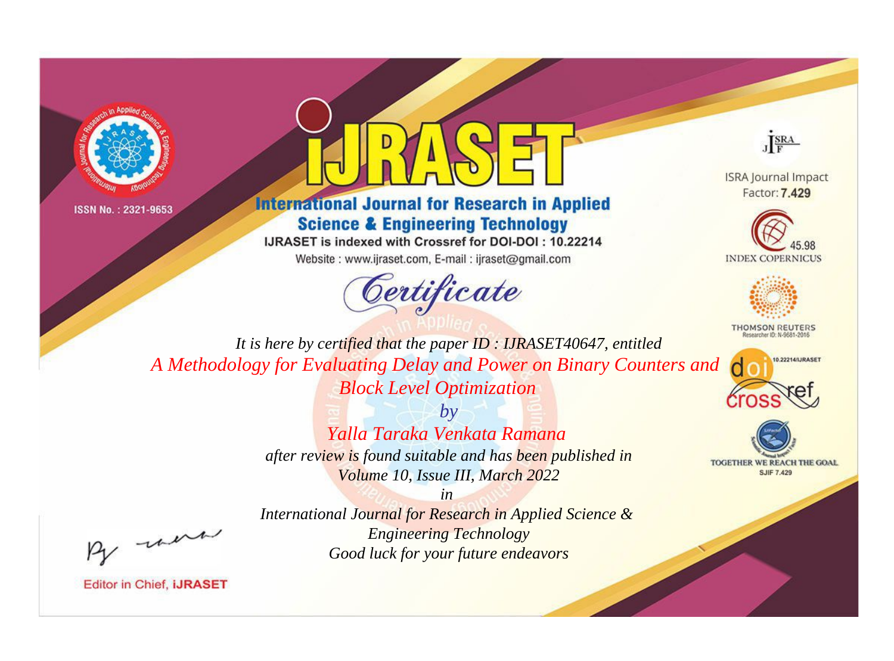ISSN No. : 2321-9653

# IJRASET

## International Journal for Research in Applied Science & Engineering Technology

IJRASET is indexed with Crossref for DOI-DOI : 10.22214

Website : www.ijraset.com, E-mail : ijraset@gmail.com

ISRA Journal Impact Factor: **7.429**

45.98 INDEX COPERNICUS

THOMSON REUTERS Researcher ID: N-9681-2016

10.22214/IJRASET

TOGETHER WE REACH THE GOAL SJIF 7.429

# *Certificate*

*It is here by certified that the paper ID : IJRASET40647, entitled*

*A Methodology for Evaluating Delay and Power on Binary Counters and Block Level Optimization*

*by*

*Yalla Taraka Venkata Ramana*

*after review is found suitable and has been published in*

*Volume 10, Issue III, March 2022*

*in*

*International Journal for Research in Applied Science & Engineering Technology*

*Good luck for your future endeavors*

Editor in Chief, **iJRASET**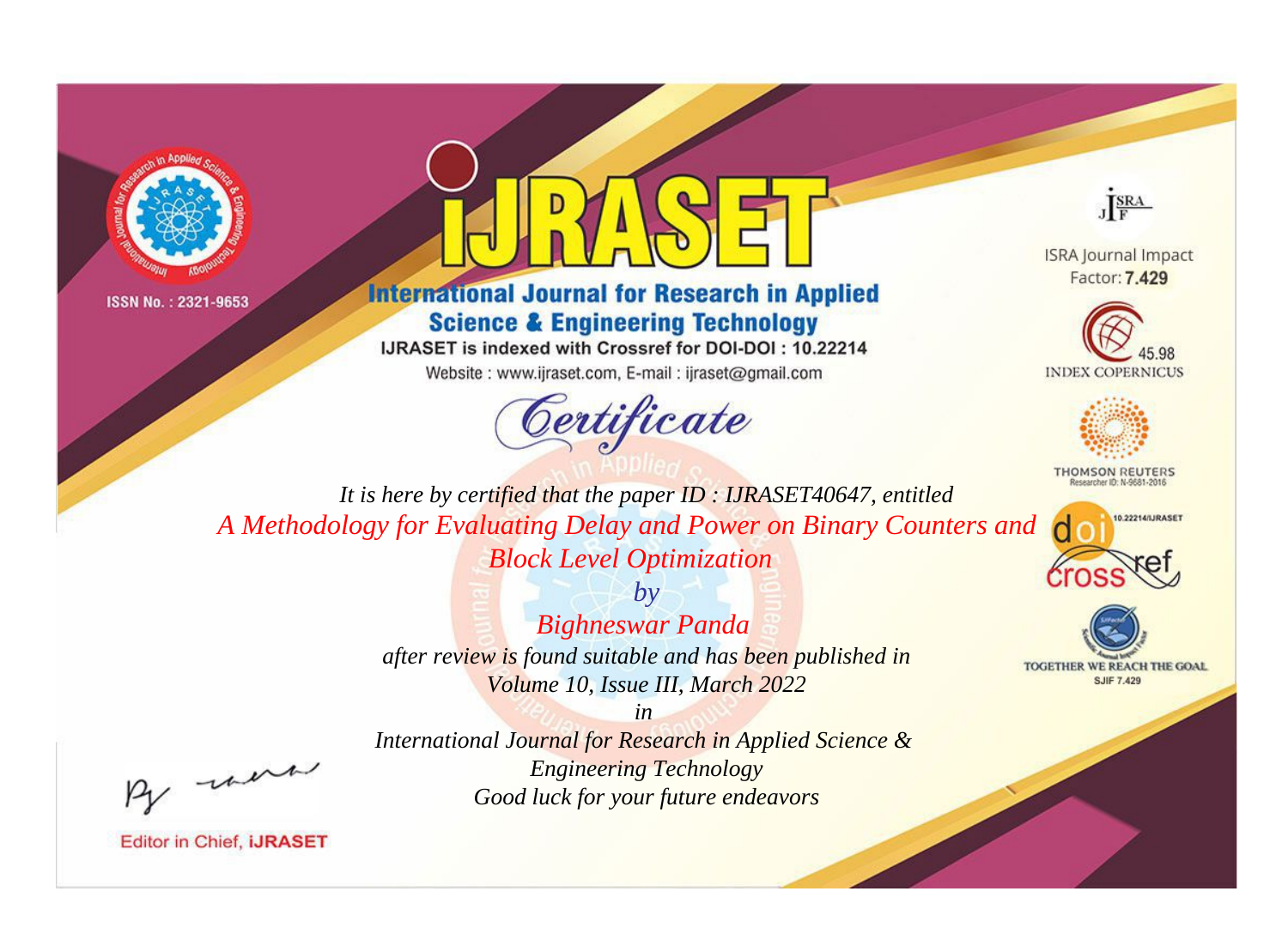ISSN No. : 2321-9653

# iJRASET

## International Journal for Research in Applied Science & Engineering Technology

IJRASET is indexed with Crossref for DOI-DOI : 10.22214

Website : www.ijraset.com, E-mail : ijraset@gmail.com

ISRA Journal Impact Factor: **7.429**

45.98 INDEX COPERNICUS

THOMSON REUTERS Researcher ID: N-9681-2016

10.22214/IJRASET

TOGETHER WE REACH THE GOAL SJIF 7.429

# Certificate

*It is here by certified that the paper ID : IJRASET40647, entitled*

*A Methodology for Evaluating Delay and Power on Binary Counters and Block Level Optimization*

*by*

*Bighneswar Panda*

*after review is found suitable and has been published in*

*Volume 10, Issue III, March 2022*

*in*

*International Journal for Research in Applied Science & Engineering Technology*

*Good luck for your future endeavors*

Editor in Chief, **iJRASET**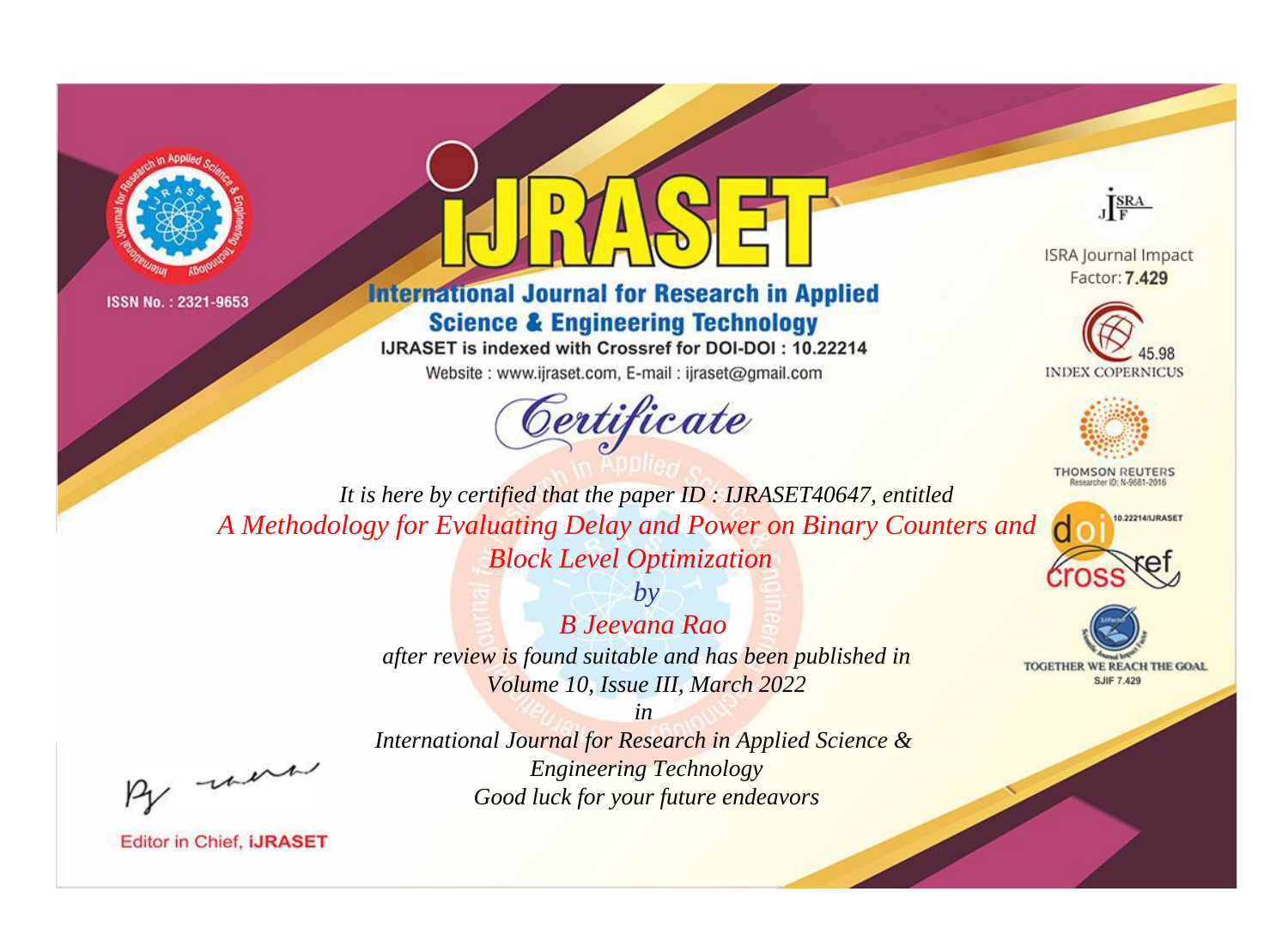ISSN No. : 2321-9653

# IJRASET

## International Journal for Research in Applied Science & Engineering Technology

IJRASET is indexed with Crossref for DOI-DOI : 10.22214

Website : www.ijraset.com, E-mail : ijraset@gmail.com

ISRA Journal Impact Factor: **7.429**

45.98 INDEX COPERNICUS

THOMSON REUTERS Researcher ID: N-9681-2016

10.22214/IJRASET

TOGETHER WE REACH THE GOAL SJIF 7.429

# Certificate

*It is here by certified that the paper ID : IJRASET40647, entitled*

*A Methodology for Evaluating Delay and Power on Binary Counters and Block Level Optimization*

*by*

*B Jeevana Rao*

*after review is found suitable and has been published in*

*Volume 10, Issue III, March 2022*

*in*

*International Journal for Research in Applied Science & Engineering Technology*

*Good luck for your future endeavors*

Editor in Chief, IJRASET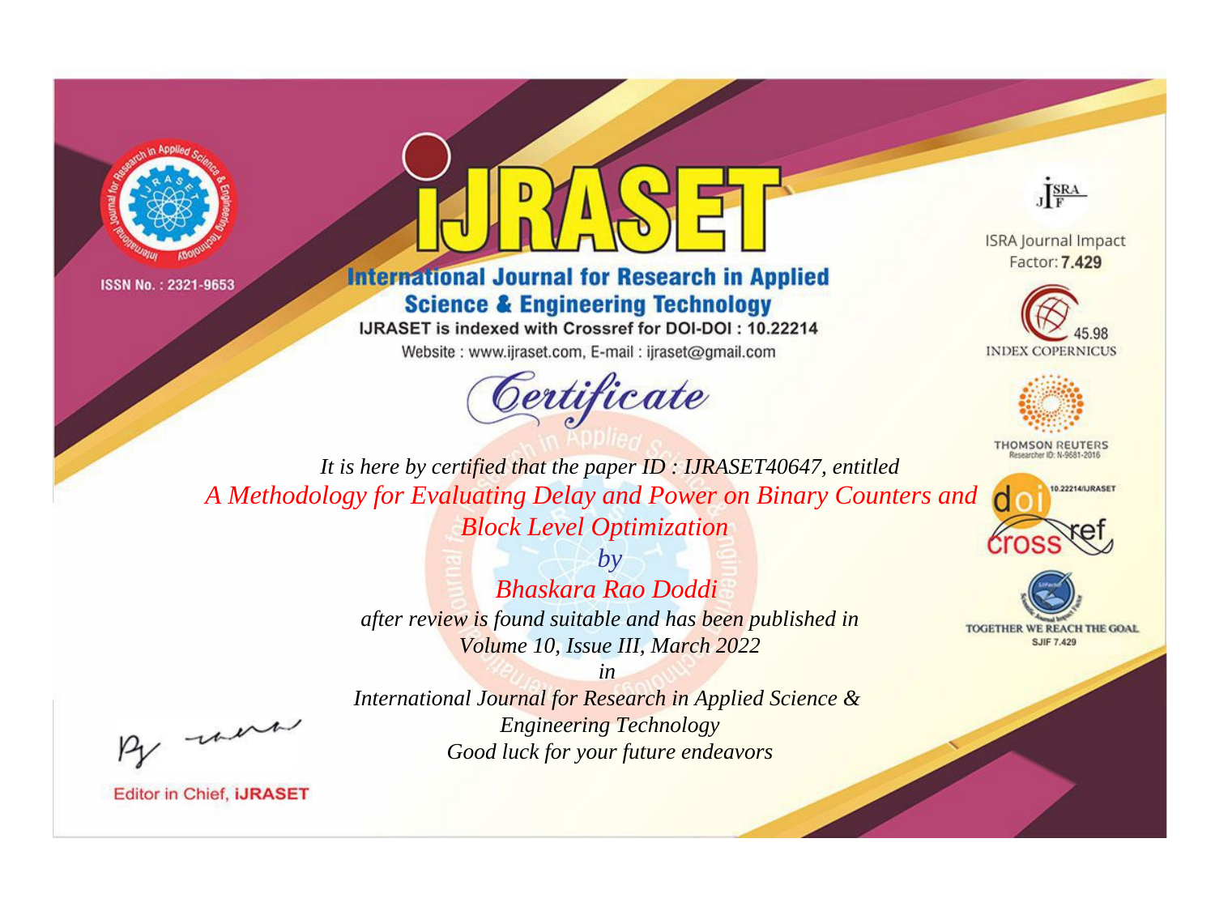ISSN No. : 2321-9653

# IJRASET

## International Journal for Research in Applied Science & Engineering Technology

IJRASET is indexed with Crossref for DOI-DOI : 10.22214

Website : www.ijraset.com, E-mail : ijraset@gmail.com

ISRA Journal Impact Factor: **7.429**

45.98 INDEX COPERNICUS

THOMSON REUTERS Researcher ID: N-9681-2016

10.22214/IJRASET

TOGETHER WE REACH THE GOAL SJIF 7.429

## Certificate

*It is here by certified that the paper ID : IJRASET40647, entitled*

*A Methodology for Evaluating Delay and Power on Binary Counters and Block Level Optimization*

*by*

*Bhaskara Rao Doddi*

*after review is found suitable and has been published in*

*Volume 10, Issue III, March 2022*

*in*

*International Journal for Research in Applied Science & Engineering Technology*

*Good luck for your future endeavors*

Editor in Chief, **IJRASET**